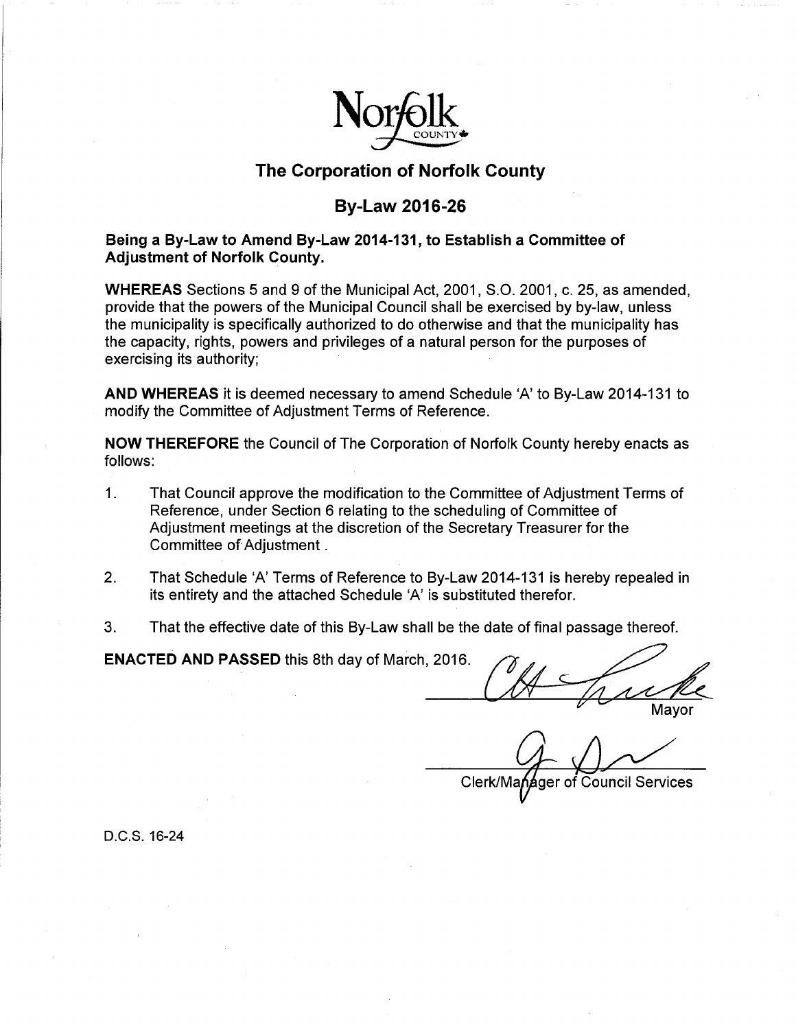# The Corporation of Norfolk County

## By-Law 2016-26

**Being a By-Law to Amend By-Law 2014-131, to Establish a Committee of Adjustment of Norfolk County.**

**WHEREAS** Sections 5 and 9 of the Municipal Act, 2001, S.O. 2001, c. 25, as amended, provide that the powers of the Municipal Council shall be exercised by by-law, unless the municipality is specifically authorized to do otherwise and that the municipality has the capacity, rights, powers and privileges of a natural person for the purposes of exercising its authority;

**AND WHEREAS** it is deemed necessary to amend Schedule 'A' to By-Law 2014-131 to modify the Committee of Adjustment Terms of Reference.

**NOW THEREFORE** the Council of The Corporation of Norfolk County hereby enacts as follows:

1. That Council approve the modification to the Committee of Adjustment Terms of Reference, under Section 6 relating to the scheduling of Committee of Adjustment meetings at the discretion of the Secretary Treasurer for the Committee of Adjustment .

2. That Schedule 'A' Terms of Reference to By-Law 2014-131 is hereby repealed in its entirety and the attached Schedule 'A' is substituted therefor.

3. That the effective date of this By-Law shall be the date of final passage thereof.

**ENACTED AND PASSED** this 8th day of March, 2016.

Mayor

Clerk/Manager of Council Services

D.C.S. 16-24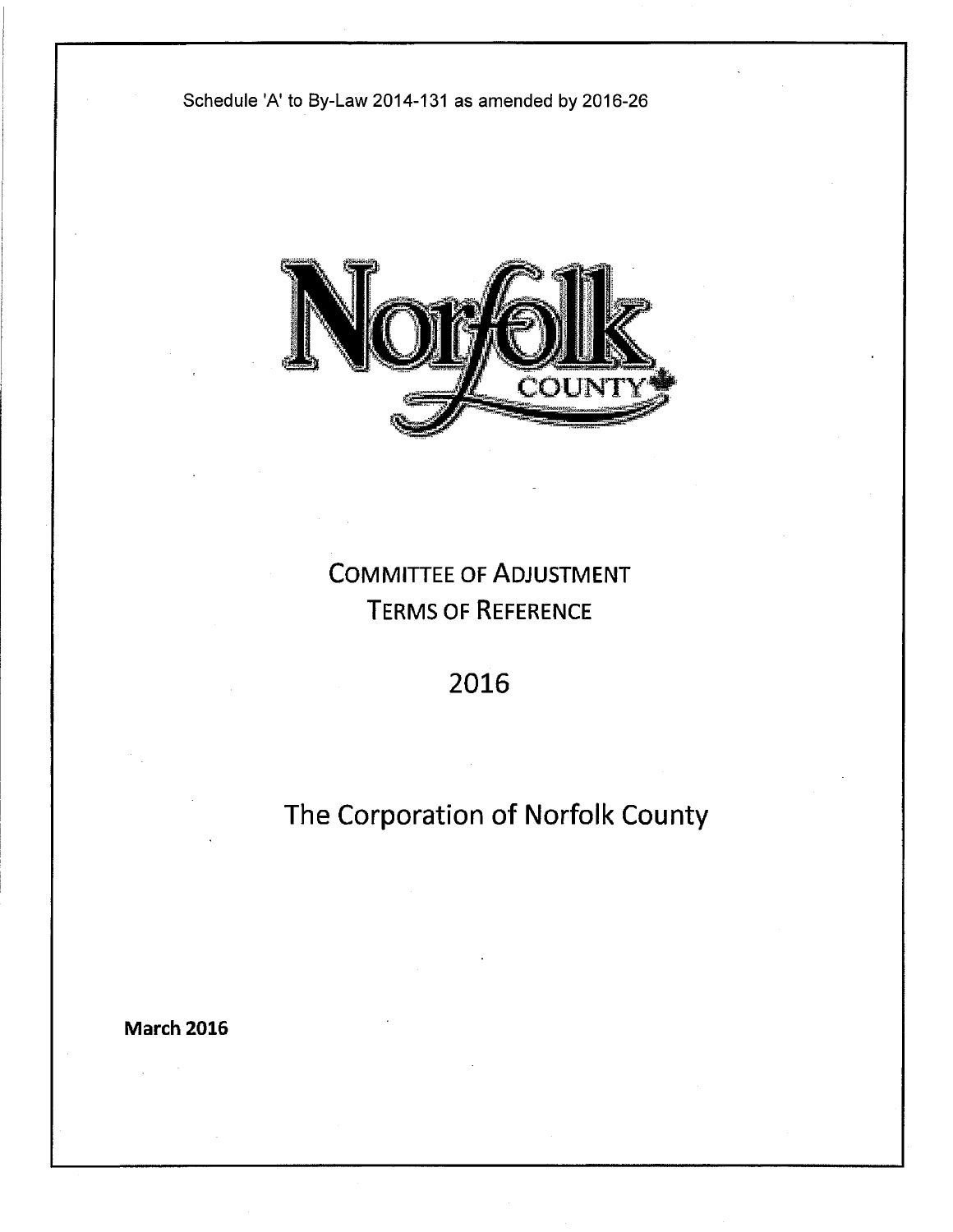Schedule 'A' to By-Law 2014-131 as amended by 2016-26

# COMMITTEE OF ADJUSTMENT TERMS OF REFERENCE

## 2016

## The Corporation of Norfolk County

**March 2016**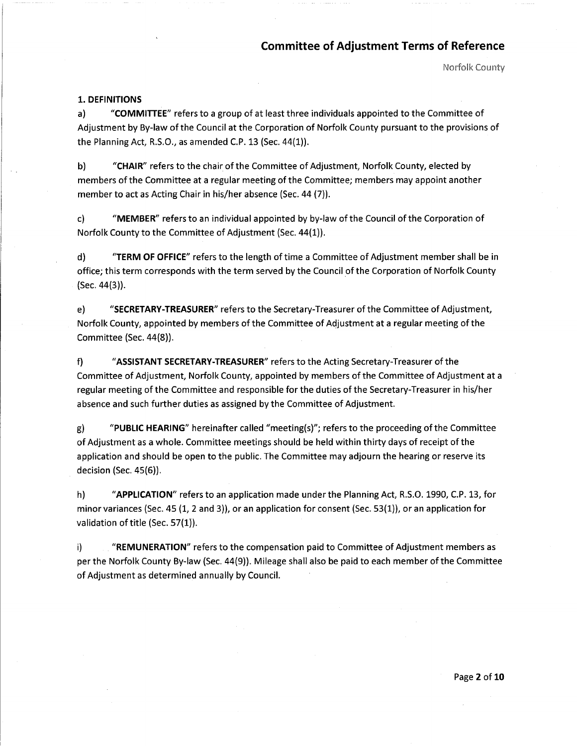### 1. DEFINITIONS

a) **"COMMITTEE"** refers to a group of at least three individuals appointed to the Committee of Adjustment by By-law of the Council at the Corporation of Norfolk County pursuant to the provisions of the Planning Act, R.S.O., as amended C.P. 13 (Sec. 44(1)).

b) **"CHAIR"** refers to the chair of the Committee of Adjustment, Norfolk County, elected by members of the Committee at a regular meeting of the Committee; members may appoint another member to act as Acting Chair in his/her absence (Sec. 44 (7)).

c) **"MEMBER"** refers to an individual appointed by by-law of the Council of the Corporation of Norfolk County to the Committee of Adjustment (Sec. 44(1)).

d) **"TERM OF OFFICE"** refers to the length of time a Committee of Adjustment member shall be in office; this term corresponds with the term served by the Council of the Corporation of Norfolk County (Sec. 44(3)).

e) **"SECRETARY-TREASURER"** refers to the Secretary-Treasurer of the Committee of Adjustment, Norfolk County, appointed by members of the Committee of Adjustment at a regular meeting of the Committee (Sec. 44(8)).

f) **"ASSISTANT SECRETARY-TREASURER"** refers to the Acting Secretary-Treasurer of the Committee of Adjustment, Norfolk County, appointed by members of the Committee of Adjustment at a regular meeting of the Committee and responsible for the duties of the Secretary-Treasurer in his/her absence and such further duties as assigned by the Committee of Adjustment.

g) **"PUBLIC HEARING"** hereinafter called "meeting(s)"; refers to the proceeding of the Committee of Adjustment as a whole. Committee meetings should be held within thirty days of receipt of the application and should be open to the public. The Committee may adjourn the hearing or reserve its decision (Sec. 45(6)).

h) **"APPLICATION"** refers to an application made under the Planning Act, R.S.O. 1990, C.P. 13, for minor variances (Sec. 45 (1, 2 and 3)), or an application for consent (Sec. 53(1)), or an application for validation of title (Sec. 57(1)).

i) **"REMUNERATION"** refers to the compensation paid to Committee of Adjustment members as per the Norfolk County By-law (Sec. 44(9)). Mileage shall also be paid to each member of the Committee of Adjustment as determined annually by Council.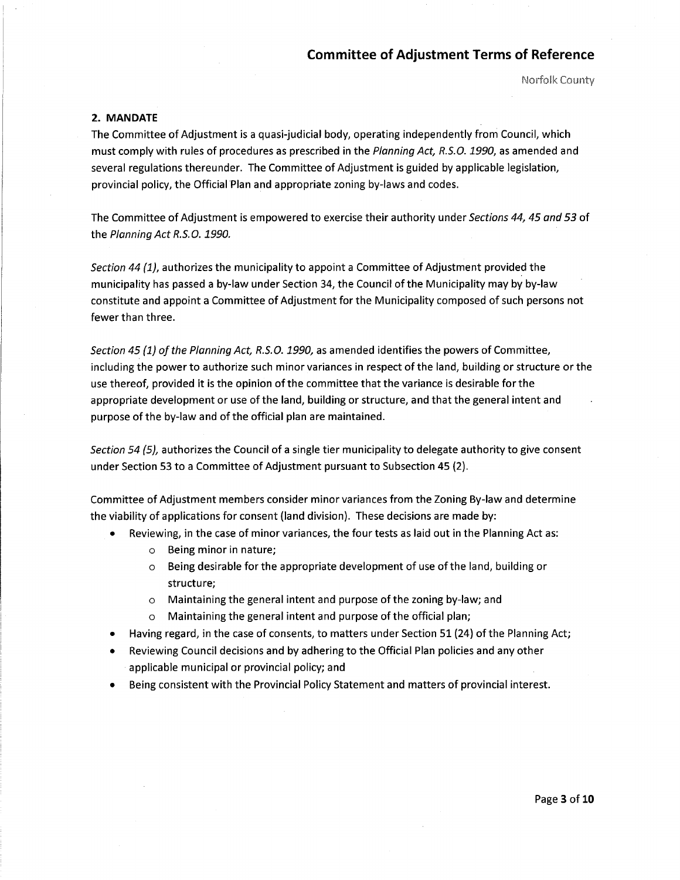## 2. MANDATE

The Committee of Adjustment is a quasi-judicial body, operating independently from Council, which must comply with rules of procedures as prescribed in the *Planning Act, R.S.O. 1990*, as amended and several regulations thereunder. The Committee of Adjustment is guided by applicable legislation, provincial policy, the Official Plan and appropriate zoning by-laws and codes.

The Committee of Adjustment is empowered to exercise their authority under *Sections 44, 45 and 53* of the *Planning Act R.S.O. 1990.*

*Section 44 (1)*, authorizes the municipality to appoint a Committee of Adjustment provided the municipality has passed a by-law under Section 34, the Council of the Municipality may by by-law constitute and appoint a Committee of Adjustment for the Municipality composed of such persons not fewer than three.

*Section 45 (1) of the Planning Act, R.S.O. 1990,* as amended identifies the powers of Committee, including the power to authorize such minor variances in respect of the land, building or structure or the use thereof, provided it is the opinion of the committee that the variance is desirable for the appropriate development or use of the land, building or structure, and that the general intent and purpose of the by-law and of the official plan are maintained.

*Section 54 (5)*, authorizes the Council of a single tier municipality to delegate authority to give consent under Section 53 to a Committee of Adjustment pursuant to Subsection 45 (2).

Committee of Adjustment members consider minor variances from the Zoning By-law and determine the viability of applications for consent (land division). These decisions are made by:

- Reviewing, in the case of minor variances, the four tests as laid out in the Planning Act as:
  - Being minor in nature;
  - Being desirable for the appropriate development of use of the land, building or structure;
  - Maintaining the general intent and purpose of the zoning by-law; and
  - Maintaining the general intent and purpose of the official plan;
- Having regard, in the case of consents, to matters under Section 51 (24) of the Planning Act;
- Reviewing Council decisions and by adhering to the Official Plan policies and any other applicable municipal or provincial policy; and
- Being consistent with the Provincial Policy Statement and matters of provincial interest.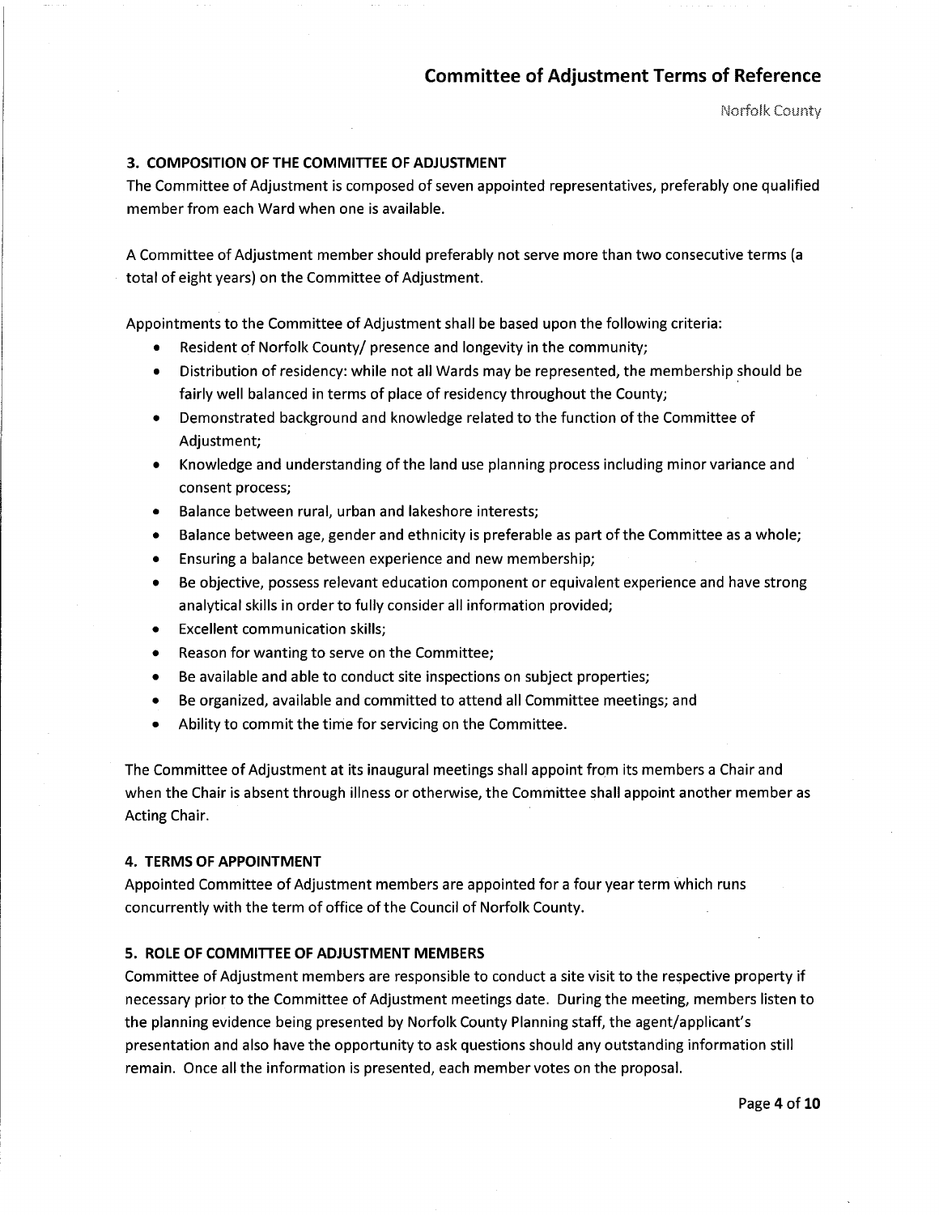### 3. COMPOSITION OF THE COMMITTEE OF ADJUSTMENT

The Committee of Adjustment is composed of seven appointed representatives, preferably one qualified member from each Ward when one is available.

A Committee of Adjustment member should preferably not serve more than two consecutive terms (a total of eight years) on the Committee of Adjustment.

Appointments to the Committee of Adjustment shall be based upon the following criteria:

- Resident of Norfolk County/ presence and longevity in the community;
- Distribution of residency: while not all Wards may be represented, the membership should be fairly well balanced in terms of place of residency throughout the County;
- Demonstrated background and knowledge related to the function of the Committee of Adjustment;
- Knowledge and understanding of the land use planning process including minor variance and consent process;
- Balance between rural, urban and lakeshore interests;
- Balance between age, gender and ethnicity is preferable as part of the Committee as a whole;
- Ensuring a balance between experience and new membership;
- Be objective, possess relevant education component or equivalent experience and have strong analytical skills in order to fully consider all information provided;
- Excellent communication skills;
- Reason for wanting to serve on the Committee;
- Be available and able to conduct site inspections on subject properties;
- Be organized, available and committed to attend all Committee meetings; and
- Ability to commit the time for servicing on the Committee.

The Committee of Adjustment at its inaugural meetings shall appoint from its members a Chair and when the Chair is absent through illness or otherwise, the Committee shall appoint another member as Acting Chair.

### 4. TERMS OF APPOINTMENT

Appointed Committee of Adjustment members are appointed for a four year term which runs concurrently with the term of office of the Council of Norfolk County.

### 5. ROLE OF COMMITTEE OF ADJUSTMENT MEMBERS

Committee of Adjustment members are responsible to conduct a site visit to the respective property if necessary prior to the Committee of Adjustment meetings date. During the meeting, members listen to the planning evidence being presented by Norfolk County Planning staff, the agent/applicant's presentation and also have the opportunity to ask questions should any outstanding information still remain. Once all the information is presented, each member votes on the proposal.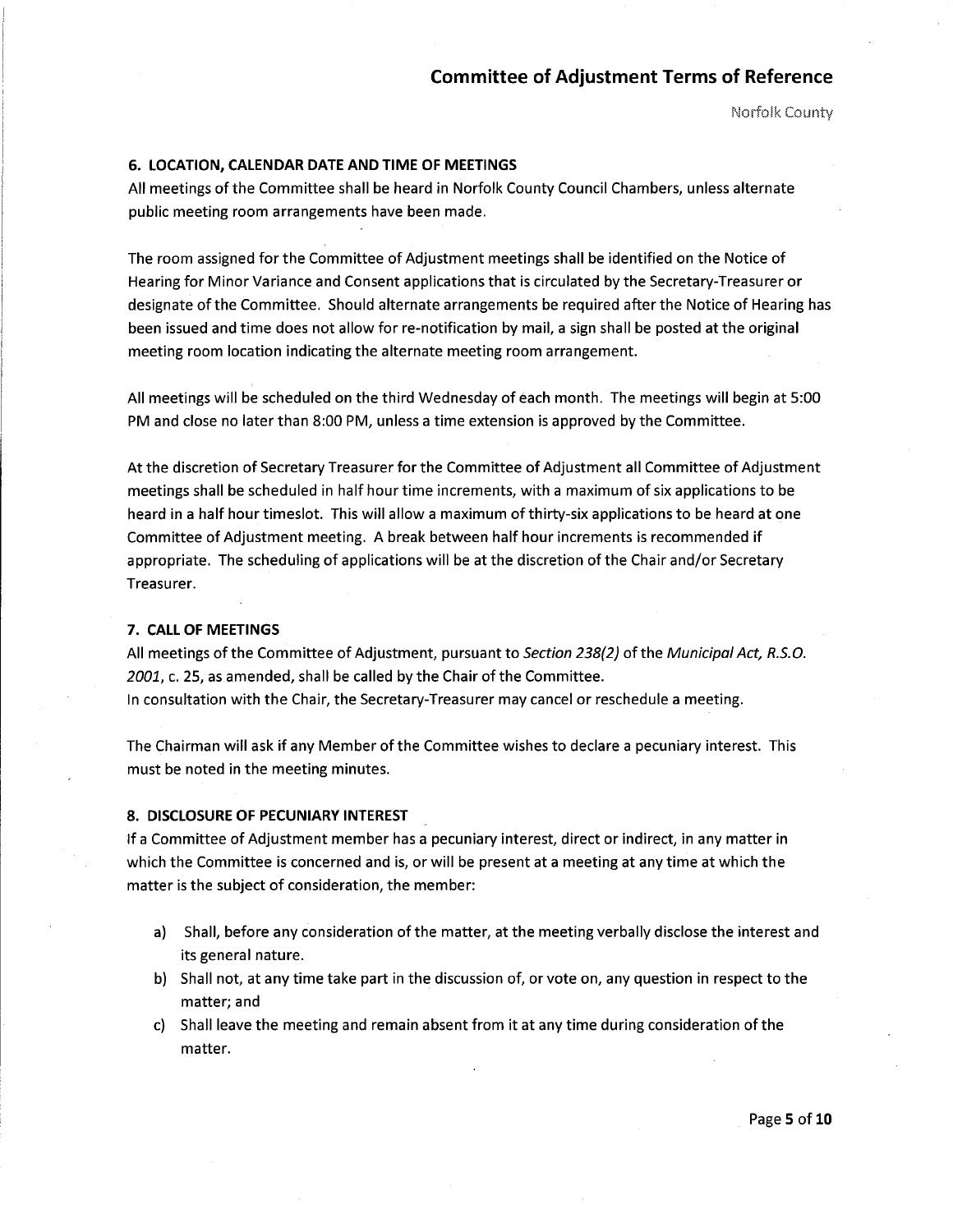## 6. LOCATION, CALENDAR DATE AND TIME OF MEETINGS

All meetings of the Committee shall be heard in Norfolk County Council Chambers, unless alternate public meeting room arrangements have been made.

The room assigned for the Committee of Adjustment meetings shall be identified on the Notice of Hearing for Minor Variance and Consent applications that is circulated by the Secretary-Treasurer or designate of the Committee. Should alternate arrangements be required after the Notice of Hearing has been issued and time does not allow for re-notification by mail, a sign shall be posted at the original meeting room location indicating the alternate meeting room arrangement.

All meetings will be scheduled on the third Wednesday of each month. The meetings will begin at 5:00 PM and close no later than 8:00 PM, unless a time extension is approved by the Committee.

At the discretion of Secretary Treasurer for the Committee of Adjustment all Committee of Adjustment meetings shall be scheduled in half hour time increments, with a maximum of six applications to be heard in a half hour timeslot. This will allow a maximum of thirty-six applications to be heard at one Committee of Adjustment meeting. A break between half hour increments is recommended if appropriate. The scheduling of applications will be at the discretion of the Chair and/or Secretary Treasurer.

## 7. CALL OF MEETINGS

All meetings of the Committee of Adjustment, pursuant to *Section 238(2)* of the *Municipal Act, R.S.O. 2001*, c. 25, as amended, shall be called by the Chair of the Committee.
In consultation with the Chair, the Secretary-Treasurer may cancel or reschedule a meeting.

The Chairman will ask if any Member of the Committee wishes to declare a pecuniary interest. This must be noted in the meeting minutes.

## 8. DISCLOSURE OF PECUNIARY INTEREST

If a Committee of Adjustment member has a pecuniary interest, direct or indirect, in any matter in which the Committee is concerned and is, or will be present at a meeting at any time at which the matter is the subject of consideration, the member:

a) Shall, before any consideration of the matter, at the meeting verbally disclose the interest and its general nature.
b) Shall not, at any time take part in the discussion of, or vote on, any question in respect to the matter; and
c) Shall leave the meeting and remain absent from it at any time during consideration of the matter.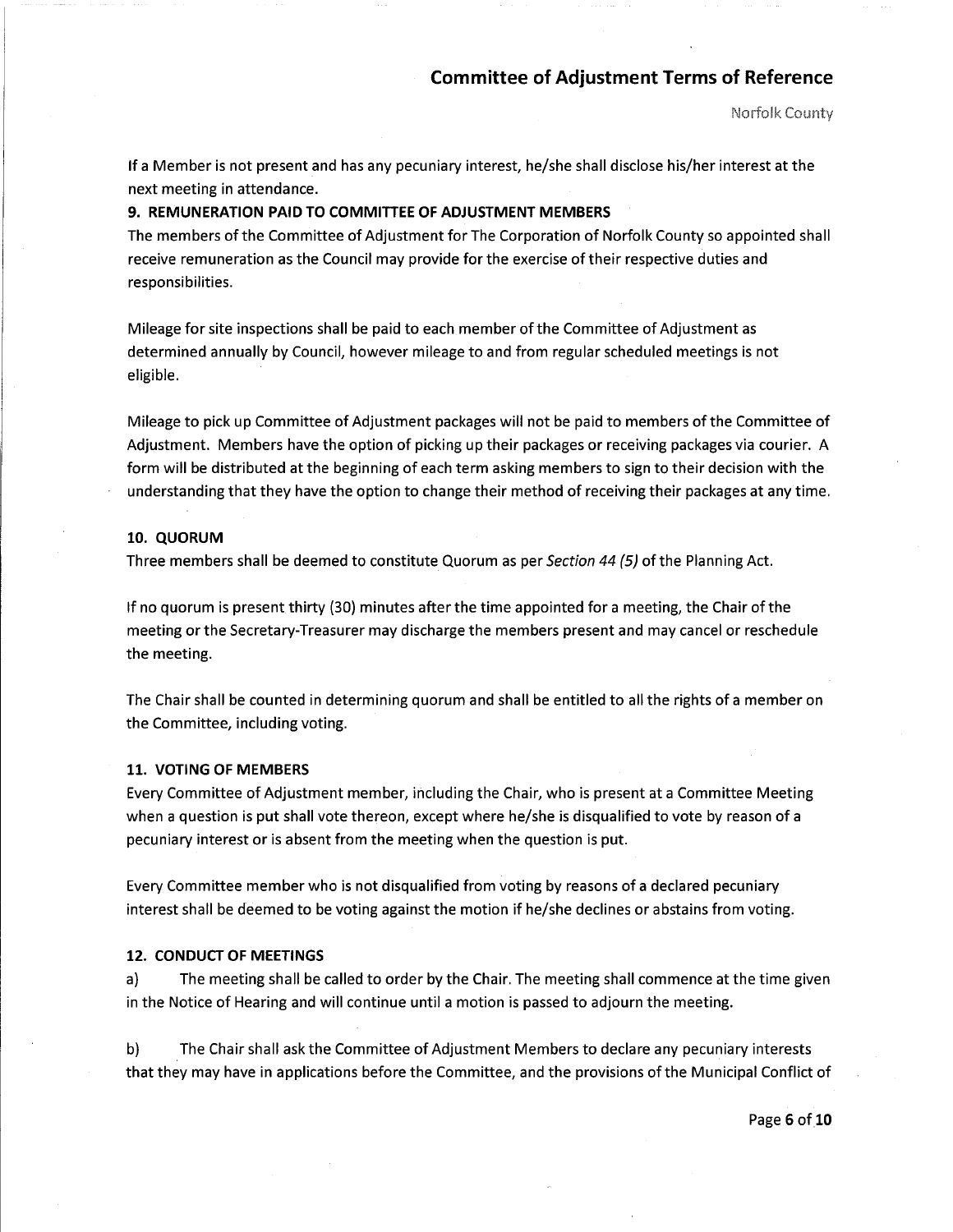If a Member is not present and has any pecuniary interest, he/she shall disclose his/her interest at the next meeting in attendance.

### 9. REMUNERATION PAID TO COMMITTEE OF ADJUSTMENT MEMBERS

The members of the Committee of Adjustment for The Corporation of Norfolk County so appointed shall receive remuneration as the Council may provide for the exercise of their respective duties and responsibilities.

Mileage for site inspections shall be paid to each member of the Committee of Adjustment as determined annually by Council, however mileage to and from regular scheduled meetings is not eligible.

Mileage to pick up Committee of Adjustment packages will not be paid to members of the Committee of Adjustment. Members have the option of picking up their packages or receiving packages via courier. A form will be distributed at the beginning of each term asking members to sign to their decision with the understanding that they have the option to change their method of receiving their packages at any time.

### 10. QUORUM

Three members shall be deemed to constitute Quorum as per *Section 44 (5)* of the Planning Act.

If no quorum is present thirty (30) minutes after the time appointed for a meeting, the Chair of the meeting or the Secretary-Treasurer may discharge the members present and may cancel or reschedule the meeting.

The Chair shall be counted in determining quorum and shall be entitled to all the rights of a member on the Committee, including voting.

### 11. VOTING OF MEMBERS

Every Committee of Adjustment member, including the Chair, who is present at a Committee Meeting when a question is put shall vote thereon, except where he/she is disqualified to vote by reason of a pecuniary interest or is absent from the meeting when the question is put.

Every Committee member who is not disqualified from voting by reasons of a declared pecuniary interest shall be deemed to be voting against the motion if he/she declines or abstains from voting.

### 12. CONDUCT OF MEETINGS

a) The meeting shall be called to order by the Chair. The meeting shall commence at the time given in the Notice of Hearing and will continue until a motion is passed to adjourn the meeting.

b) The Chair shall ask the Committee of Adjustment Members to declare any pecuniary interests that they may have in applications before the Committee, and the provisions of the Municipal Conflict of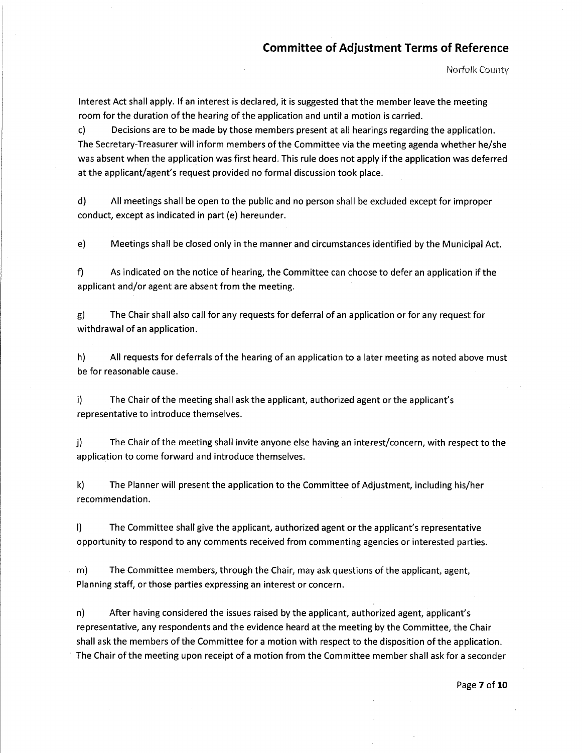Interest Act shall apply. If an interest is declared, it is suggested that the member leave the meeting room for the duration of the hearing of the application and until a motion is carried.

c) Decisions are to be made by those members present at all hearings regarding the application. The Secretary-Treasurer will inform members of the Committee via the meeting agenda whether he/she was absent when the application was first heard. This rule does not apply if the application was deferred at the applicant/agent's request provided no formal discussion took place.

d) All meetings shall be open to the public and no person shall be excluded except for improper conduct, except as indicated in part (e) hereunder.

e) Meetings shall be closed only in the manner and circumstances identified by the Municipal Act.

f) As indicated on the notice of hearing, the Committee can choose to defer an application if the applicant and/or agent are absent from the meeting.

g) The Chair shall also call for any requests for deferral of an application or for any request for withdrawal of an application.

h) All requests for deferrals of the hearing of an application to a later meeting as noted above must be for reasonable cause.

i) The Chair of the meeting shall ask the applicant, authorized agent or the applicant's representative to introduce themselves.

j) The Chair of the meeting shall invite anyone else having an interest/concern, with respect to the application to come forward and introduce themselves.

k) The Planner will present the application to the Committee of Adjustment, including his/her recommendation.

l) The Committee shall give the applicant, authorized agent or the applicant's representative opportunity to respond to any comments received from commenting agencies or interested parties.

m) The Committee members, through the Chair, may ask questions of the applicant, agent, Planning staff, or those parties expressing an interest or concern.

n) After having considered the issues raised by the applicant, authorized agent, applicant's representative, any respondents and the evidence heard at the meeting by the Committee, the Chair shall ask the members of the Committee for a motion with respect to the disposition of the application. The Chair of the meeting upon receipt of a motion from the Committee member shall ask for a seconder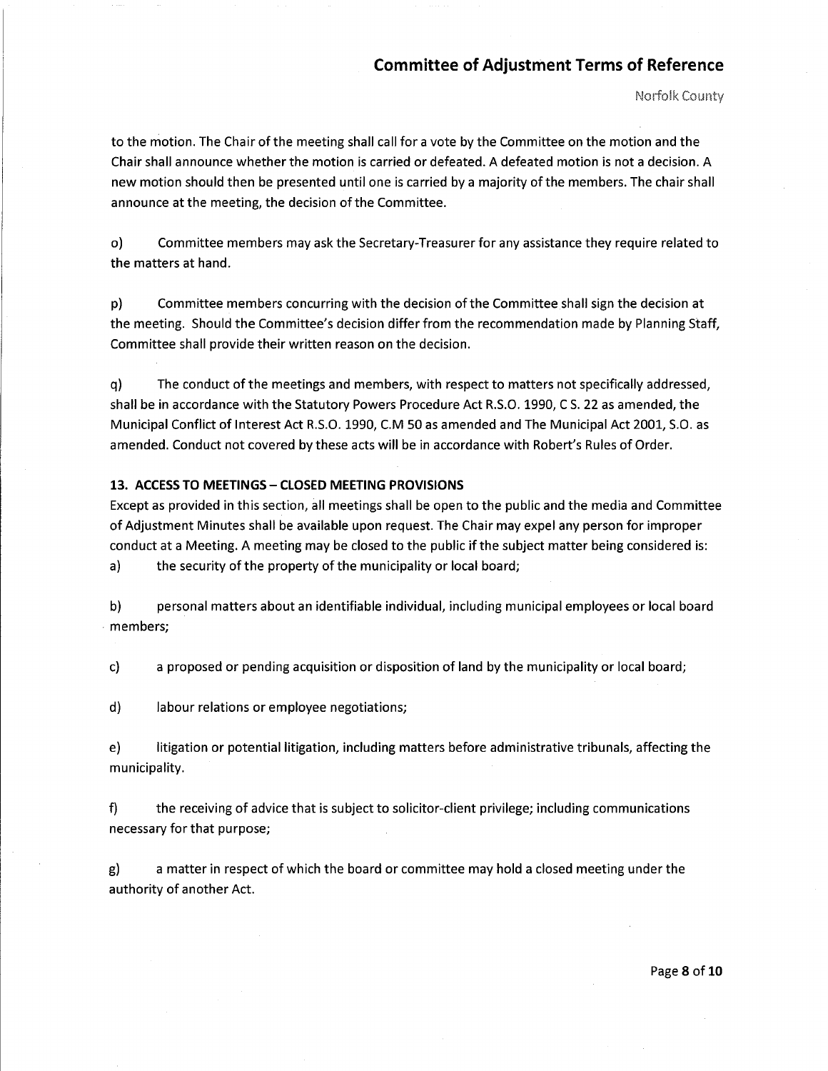to the motion. The Chair of the meeting shall call for a vote by the Committee on the motion and the Chair shall announce whether the motion is carried or defeated. A defeated motion is not a decision. A new motion should then be presented until one is carried by a majority of the members. The chair shall announce at the meeting, the decision of the Committee.

o) Committee members may ask the Secretary-Treasurer for any assistance they require related to the matters at hand.

p) Committee members concurring with the decision of the Committee shall sign the decision at the meeting. Should the Committee's decision differ from the recommendation made by Planning Staff, Committee shall provide their written reason on the decision.

q) The conduct of the meetings and members, with respect to matters not specifically addressed, shall be in accordance with the Statutory Powers Procedure Act R.S.O. 1990, C S. 22 as amended, the Municipal Conflict of Interest Act R.S.O. 1990, C.M 50 as amended and The Municipal Act 2001, S.O. as amended. Conduct not covered by these acts will be in accordance with Robert's Rules of Order.

**13. ACCESS TO MEETINGS – CLOSED MEETING PROVISIONS**

Except as provided in this section, all meetings shall be open to the public and the media and Committee of Adjustment Minutes shall be available upon request. The Chair may expel any person for improper conduct at a Meeting. A meeting may be closed to the public if the subject matter being considered is:

a) the security of the property of the municipality or local board;

b) personal matters about an identifiable individual, including municipal employees or local board members;

c) a proposed or pending acquisition or disposition of land by the municipality or local board;

d) labour relations or employee negotiations;

e) litigation or potential litigation, including matters before administrative tribunals, affecting the municipality.

f) the receiving of advice that is subject to solicitor-client privilege; including communications necessary for that purpose;

g) a matter in respect of which the board or committee may hold a closed meeting under the authority of another Act.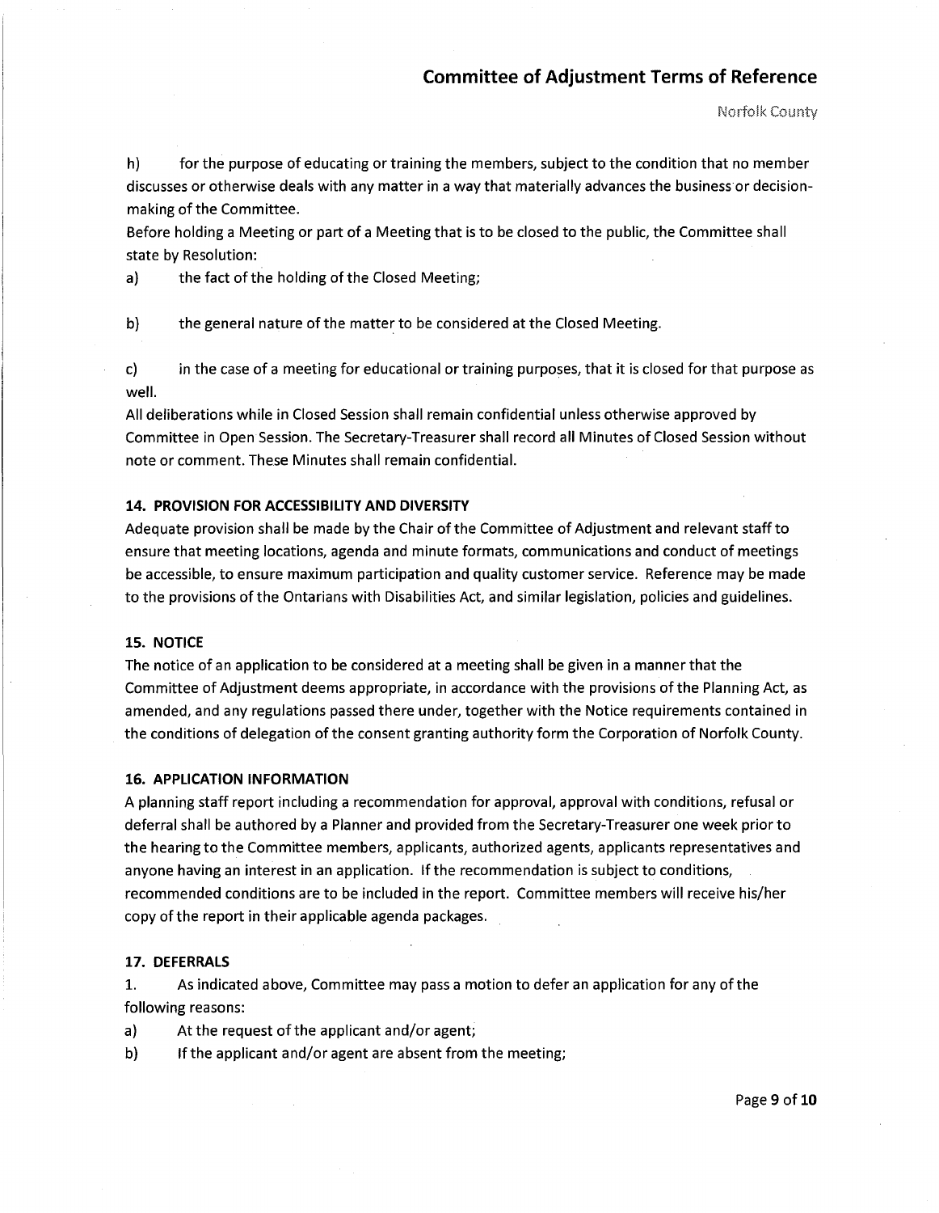h) for the purpose of educating or training the members, subject to the condition that no member discusses or otherwise deals with any matter in a way that materially advances the business or decision-making of the Committee.

Before holding a Meeting or part of a Meeting that is to be closed to the public, the Committee shall state by Resolution:

a) the fact of the holding of the Closed Meeting;

b) the general nature of the matter to be considered at the Closed Meeting.

c) in the case of a meeting for educational or training purposes, that it is closed for that purpose as well.

All deliberations while in Closed Session shall remain confidential unless otherwise approved by Committee in Open Session. The Secretary-Treasurer shall record all Minutes of Closed Session without note or comment. These Minutes shall remain confidential.

#### 14. PROVISION FOR ACCESSIBILITY AND DIVERSITY

Adequate provision shall be made by the Chair of the Committee of Adjustment and relevant staff to ensure that meeting locations, agenda and minute formats, communications and conduct of meetings be accessible, to ensure maximum participation and quality customer service. Reference may be made to the provisions of the Ontarians with Disabilities Act, and similar legislation, policies and guidelines.

#### 15. NOTICE

The notice of an application to be considered at a meeting shall be given in a manner that the Committee of Adjustment deems appropriate, in accordance with the provisions of the Planning Act, as amended, and any regulations passed there under, together with the Notice requirements contained in the conditions of delegation of the consent granting authority form the Corporation of Norfolk County.

#### 16. APPLICATION INFORMATION

A planning staff report including a recommendation for approval, approval with conditions, refusal or deferral shall be authored by a Planner and provided from the Secretary-Treasurer one week prior to the hearing to the Committee members, applicants, authorized agents, applicants representatives and anyone having an interest in an application. If the recommendation is subject to conditions, recommended conditions are to be included in the report. Committee members will receive his/her copy of the report in their applicable agenda packages.

#### 17. DEFERRALS

1. As indicated above, Committee may pass a motion to defer an application for any of the following reasons:

a) At the request of the applicant and/or agent;

b) If the applicant and/or agent are absent from the meeting;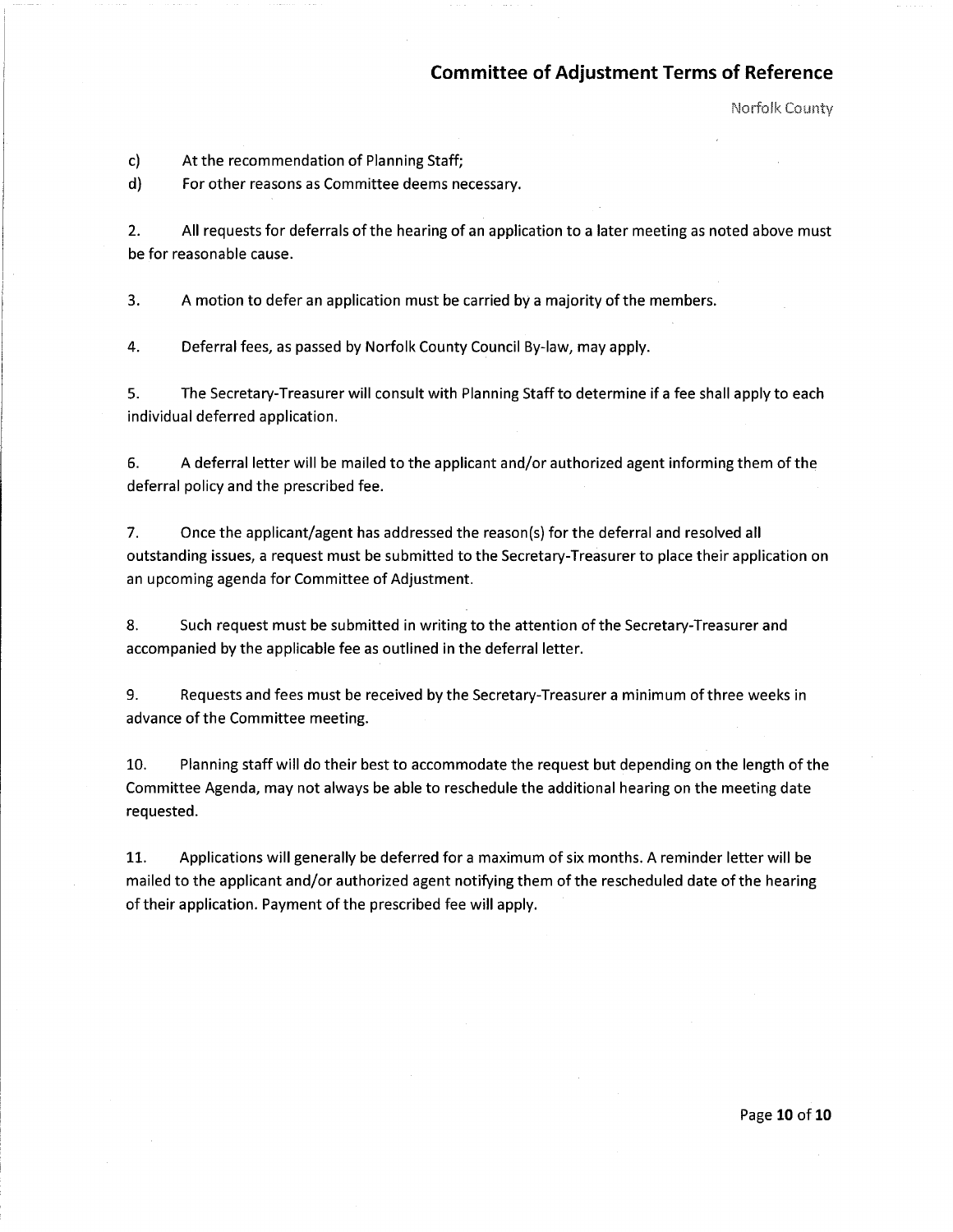c) At the recommendation of Planning Staff;

d) For other reasons as Committee deems necessary.

2. All requests for deferrals of the hearing of an application to a later meeting as noted above must be for reasonable cause.

3. A motion to defer an application must be carried by a majority of the members.

4. Deferral fees, as passed by Norfolk County Council By-law, may apply.

5. The Secretary-Treasurer will consult with Planning Staff to determine if a fee shall apply to each individual deferred application.

6. A deferral letter will be mailed to the applicant and/or authorized agent informing them of the deferral policy and the prescribed fee.

7. Once the applicant/agent has addressed the reason(s) for the deferral and resolved all outstanding issues, a request must be submitted to the Secretary-Treasurer to place their application on an upcoming agenda for Committee of Adjustment.

8. Such request must be submitted in writing to the attention of the Secretary-Treasurer and accompanied by the applicable fee as outlined in the deferral letter.

9. Requests and fees must be received by the Secretary-Treasurer a minimum of three weeks in advance of the Committee meeting.

10. Planning staff will do their best to accommodate the request but depending on the length of the Committee Agenda, may not always be able to reschedule the additional hearing on the meeting date requested.

11. Applications will generally be deferred for a maximum of six months. A reminder letter will be mailed to the applicant and/or authorized agent notifying them of the rescheduled date of the hearing of their application. Payment of the prescribed fee will apply.